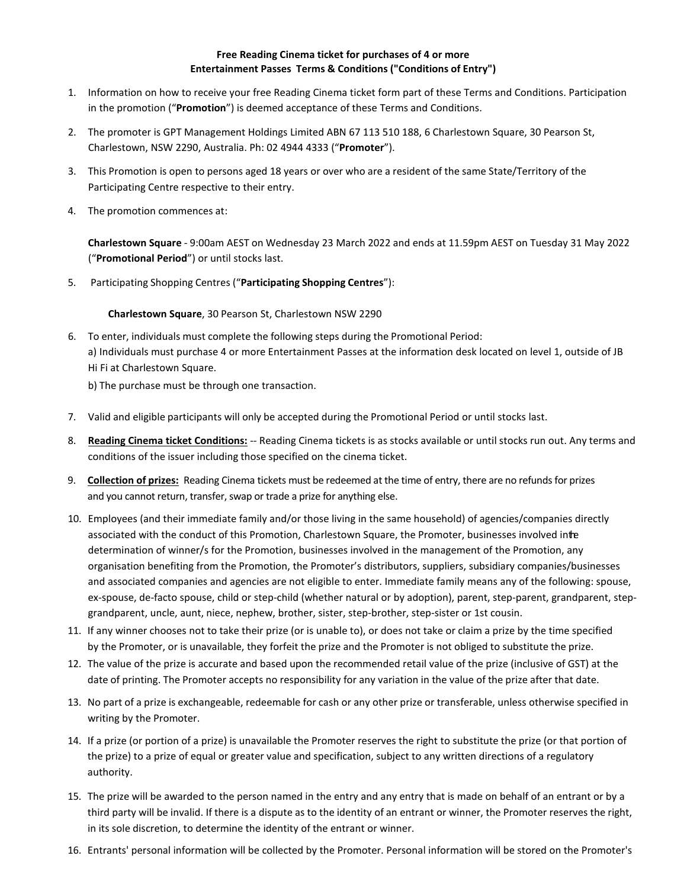**Free Reading Cinema ticket for purchases of 4 or more Entertainment Passes Terms & Conditions ("Conditions of Entry")**

1. Information on how to receive your free Reading Cinema ticket form part of these Terms and Conditions. Participation in the promotion ("**Promotion**") is deemed acceptance of these Terms and Conditions.

2. The promoter is GPT Management Holdings Limited ABN 67 113 510 188, 6 Charlestown Square, 30 Pearson St, Charlestown, NSW 2290, Australia. Ph: 02 4944 4333 ("**Promoter**").

3. This Promotion is open to persons aged 18 years or over who are a resident of the same State/Territory of the Participating Centre respective to their entry.

4. The promotion commences at:

   **Charlestown Square** - 9:00am AEST on Wednesday 23 March 2022 and ends at 11.59pm AEST on Tuesday 31 May 2022 ("**Promotional Period**") or until stocks last.

5. Participating Shopping Centres ("**Participating Shopping Centres**"):

   **Charlestown Square**, 30 Pearson St, Charlestown NSW 2290

6. To enter, individuals must complete the following steps during the Promotional Period:
   a) Individuals must purchase 4 or more Entertainment Passes at the information desk located on level 1, outside of JB Hi Fi at Charlestown Square.
   b) The purchase must be through one transaction.

7. Valid and eligible participants will only be accepted during the Promotional Period or until stocks last.

8. **Reading Cinema ticket Conditions:** -- Reading Cinema tickets is as stocks available or until stocks run out. Any terms and conditions of the issuer including those specified on the cinema ticket.

9. **Collection of prizes:** Reading Cinema tickets must be redeemed at the time of entry, there are no refunds for prizes and you cannot return, transfer, swap or trade a prize for anything else.

10. Employees (and their immediate family and/or those living in the same household) of agencies/companies directly associated with the conduct of this Promotion, Charlestown Square, the Promoter, businesses involved in the determination of winner/s for the Promotion, businesses involved in the management of the Promotion, any organisation benefiting from the Promotion, the Promoter's distributors, suppliers, subsidiary companies/businesses and associated companies and agencies are not eligible to enter. Immediate family means any of the following: spouse, ex-spouse, de-facto spouse, child or step-child (whether natural or by adoption), parent, step-parent, grandparent, step-grandparent, uncle, aunt, niece, nephew, brother, sister, step-brother, step-sister or 1st cousin.

11. If any winner chooses not to take their prize (or is unable to), or does not take or claim a prize by the time specified by the Promoter, or is unavailable, they forfeit the prize and the Promoter is not obliged to substitute the prize.

12. The value of the prize is accurate and based upon the recommended retail value of the prize (inclusive of GST) at the date of printing. The Promoter accepts no responsibility for any variation in the value of the prize after that date.

13. No part of a prize is exchangeable, redeemable for cash or any other prize or transferable, unless otherwise specified in writing by the Promoter.

14. If a prize (or portion of a prize) is unavailable the Promoter reserves the right to substitute the prize (or that portion of the prize) to a prize of equal or greater value and specification, subject to any written directions of a regulatory authority.

15. The prize will be awarded to the person named in the entry and any entry that is made on behalf of an entrant or by a third party will be invalid. If there is a dispute as to the identity of an entrant or winner, the Promoter reserves the right, in its sole discretion, to determine the identity of the entrant or winner.

16. Entrants' personal information will be collected by the Promoter. Personal information will be stored on the Promoter's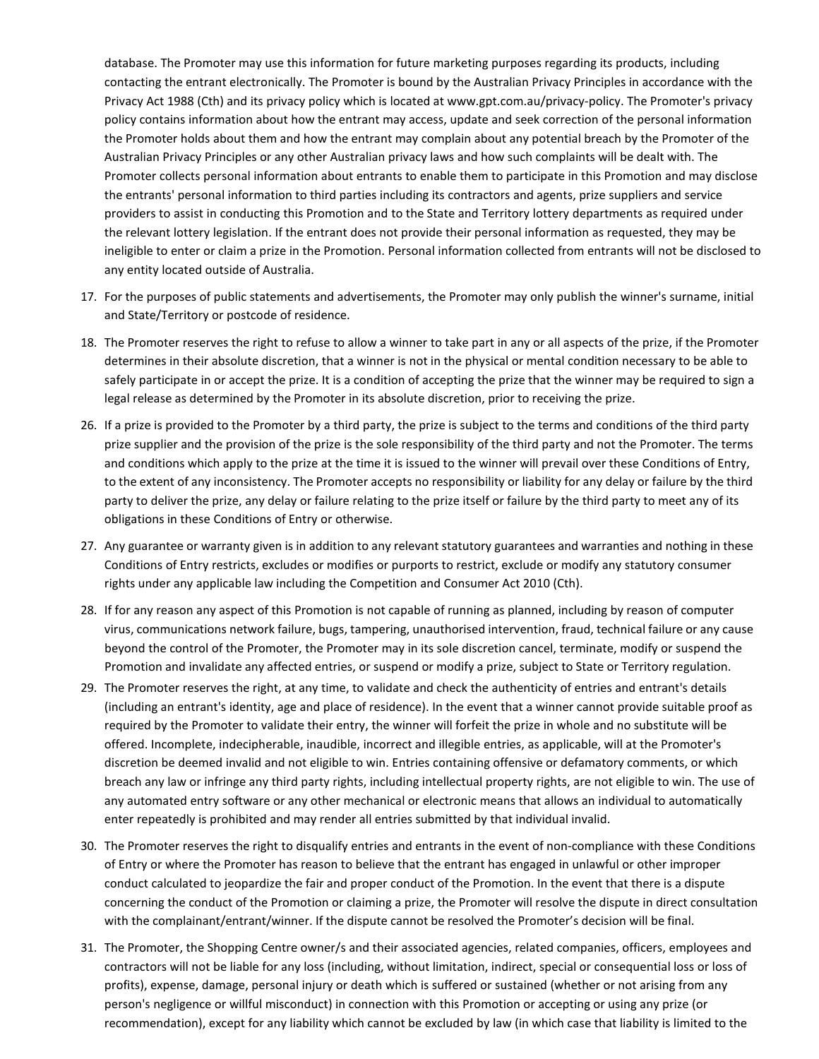database. The Promoter may use this information for future marketing purposes regarding its products, including contacting the entrant electronically. The Promoter is bound by the Australian Privacy Principles in accordance with the Privacy Act 1988 (Cth) and its privacy policy which is located at www.gpt.com.au/privacy-policy. The Promoter's privacy policy contains information about how the entrant may access, update and seek correction of the personal information the Promoter holds about them and how the entrant may complain about any potential breach by the Promoter of the Australian Privacy Principles or any other Australian privacy laws and how such complaints will be dealt with. The Promoter collects personal information about entrants to enable them to participate in this Promotion and may disclose the entrants' personal information to third parties including its contractors and agents, prize suppliers and service providers to assist in conducting this Promotion and to the State and Territory lottery departments as required under the relevant lottery legislation. If the entrant does not provide their personal information as requested, they may be ineligible to enter or claim a prize in the Promotion. Personal information collected from entrants will not be disclosed to any entity located outside of Australia.

17. For the purposes of public statements and advertisements, the Promoter may only publish the winner's surname, initial and State/Territory or postcode of residence.

18. The Promoter reserves the right to refuse to allow a winner to take part in any or all aspects of the prize, if the Promoter determines in their absolute discretion, that a winner is not in the physical or mental condition necessary to be able to safely participate in or accept the prize. It is a condition of accepting the prize that the winner may be required to sign a legal release as determined by the Promoter in its absolute discretion, prior to receiving the prize.

26. If a prize is provided to the Promoter by a third party, the prize is subject to the terms and conditions of the third party prize supplier and the provision of the prize is the sole responsibility of the third party and not the Promoter. The terms and conditions which apply to the prize at the time it is issued to the winner will prevail over these Conditions of Entry, to the extent of any inconsistency. The Promoter accepts no responsibility or liability for any delay or failure by the third party to deliver the prize, any delay or failure relating to the prize itself or failure by the third party to meet any of its obligations in these Conditions of Entry or otherwise.

27. Any guarantee or warranty given is in addition to any relevant statutory guarantees and warranties and nothing in these Conditions of Entry restricts, excludes or modifies or purports to restrict, exclude or modify any statutory consumer rights under any applicable law including the Competition and Consumer Act 2010 (Cth).

28. If for any reason any aspect of this Promotion is not capable of running as planned, including by reason of computer virus, communications network failure, bugs, tampering, unauthorised intervention, fraud, technical failure or any cause beyond the control of the Promoter, the Promoter may in its sole discretion cancel, terminate, modify or suspend the Promotion and invalidate any affected entries, or suspend or modify a prize, subject to State or Territory regulation.

29. The Promoter reserves the right, at any time, to validate and check the authenticity of entries and entrant's details (including an entrant's identity, age and place of residence). In the event that a winner cannot provide suitable proof as required by the Promoter to validate their entry, the winner will forfeit the prize in whole and no substitute will be offered. Incomplete, indecipherable, inaudible, incorrect and illegible entries, as applicable, will at the Promoter's discretion be deemed invalid and not eligible to win. Entries containing offensive or defamatory comments, or which breach any law or infringe any third party rights, including intellectual property rights, are not eligible to win. The use of any automated entry software or any other mechanical or electronic means that allows an individual to automatically enter repeatedly is prohibited and may render all entries submitted by that individual invalid.

30. The Promoter reserves the right to disqualify entries and entrants in the event of non-compliance with these Conditions of Entry or where the Promoter has reason to believe that the entrant has engaged in unlawful or other improper conduct calculated to jeopardize the fair and proper conduct of the Promotion. In the event that there is a dispute concerning the conduct of the Promotion or claiming a prize, the Promoter will resolve the dispute in direct consultation with the complainant/entrant/winner. If the dispute cannot be resolved the Promoter's decision will be final.

31. The Promoter, the Shopping Centre owner/s and their associated agencies, related companies, officers, employees and contractors will not be liable for any loss (including, without limitation, indirect, special or consequential loss or loss of profits), expense, damage, personal injury or death which is suffered or sustained (whether or not arising from any person's negligence or willful misconduct) in connection with this Promotion or accepting or using any prize (or recommendation), except for any liability which cannot be excluded by law (in which case that liability is limited to the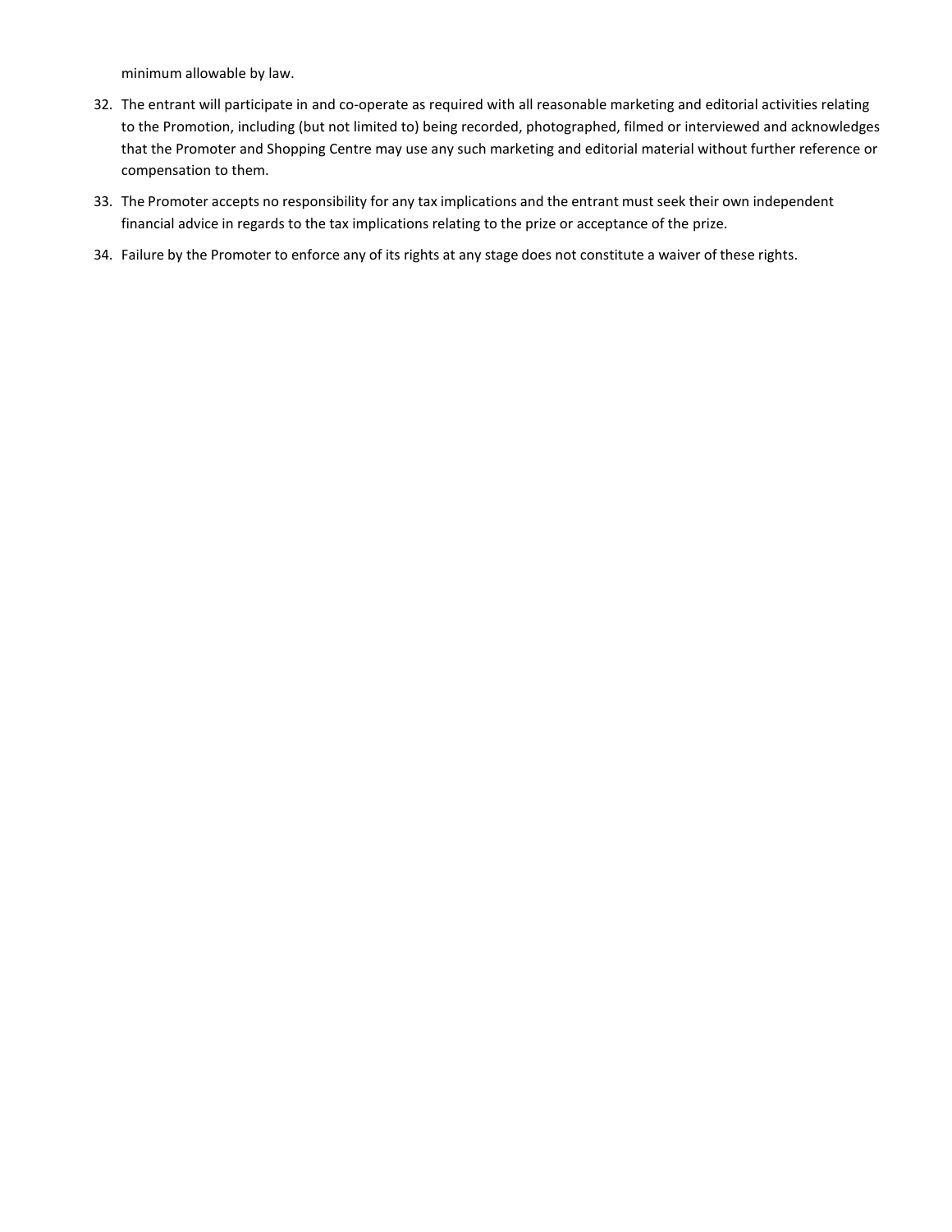minimum allowable by law.

32. The entrant will participate in and co-operate as required with all reasonable marketing and editorial activities relating to the Promotion, including (but not limited to) being recorded, photographed, filmed or interviewed and acknowledges that the Promoter and Shopping Centre may use any such marketing and editorial material without further reference or compensation to them.
33. The Promoter accepts no responsibility for any tax implications and the entrant must seek their own independent financial advice in regards to the tax implications relating to the prize or acceptance of the prize.
34. Failure by the Promoter to enforce any of its rights at any stage does not constitute a waiver of these rights.